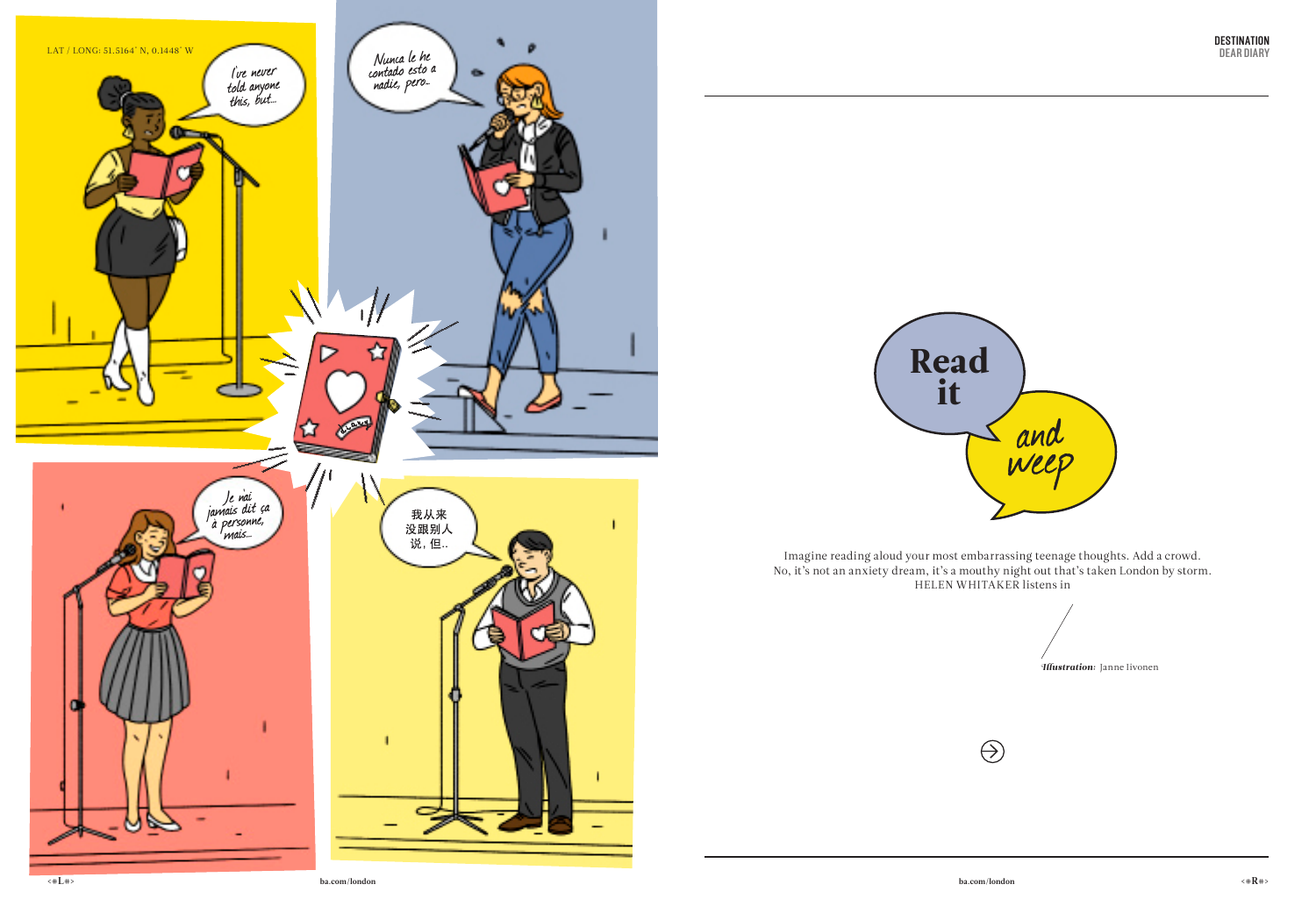LAT / LONG: 51.5164˚ N, 0.1448˚ W

I've never told anyone this, but...

Nunca le he contado esto a nadie, pero...

Je n'ai jamais dit ça à personne, mais...

我从来没跟别人说，但...

# Read it and weep

Imagine reading aloud your most embarrassing teenage thoughts. Add a crowd. No, it's not an anxiety dream, it's a mouthy night out that's taken London by storm. HELEN WHITAKER listens in

***Illustration:*** Janne Iivonen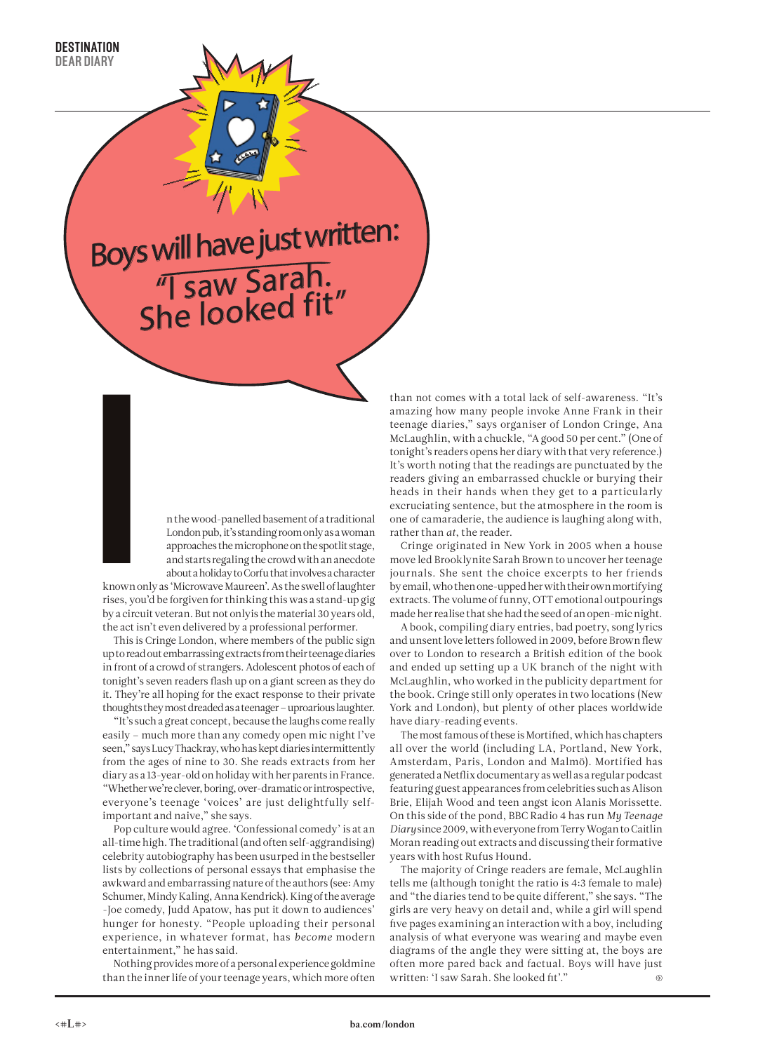## Boys will have just written: "I saw Sarah. She looked fit"

In the wood-panelled basement of a traditional London pub, it's standing room only as a woman approaches the microphone on the spotlit stage, and starts regaling the crowd with an anecdote about a holiday to Corfu that involves a character known only as 'Microwave Maureen'. As the swell of laughter rises, you'd be forgiven for thinking this was a stand-up gig by a circuit veteran. But not only is the material 30 years old, the act isn't even delivered by a professional performer.

This is Cringe London, where members of the public sign up to read out embarrassing extracts from their teenage diaries in front of a crowd of strangers. Adolescent photos of each of tonight's seven readers flash up on a giant screen as they do it. They're all hoping for the exact response to their private thoughts they most dreaded as a teenager – uproarious laughter.

"It's such a great concept, because the laughs come really easily – much more than any comedy open mic night I've seen," says Lucy Thackray, who has kept diaries intermittently from the ages of nine to 30. She reads extracts from her diary as a 13-year-old on holiday with her parents in France. "Whether we're clever, boring, over-dramatic or introspective, everyone's teenage 'voices' are just delightfully self-important and naive," she says.

Pop culture would agree. 'Confessional comedy' is at an all-time high. The traditional (and often self-aggrandising) celebrity autobiography has been usurped in the bestseller lists by collections of personal essays that emphasise the awkward and embarrassing nature of the authors (see: Amy Schumer, Mindy Kaling, Anna Kendrick). King of the average -Joe comedy, Judd Apatow, has put it down to audiences' hunger for honesty. "People uploading their personal experience, in whatever format, has *become* modern entertainment," he has said.

Nothing provides more of a personal experience goldmine than the inner life of your teenage years, which more often than not comes with a total lack of self-awareness. "It's amazing how many people invoke Anne Frank in their teenage diaries," says organiser of London Cringe, Ana McLaughlin, with a chuckle, "A good 50 per cent." (One of tonight's readers opens her diary with that very reference.) It's worth noting that the readings are punctuated by the readers giving an embarrassed chuckle or burying their heads in their hands when they get to a particularly excruciating sentence, but the atmosphere in the room is one of camaraderie, the audience is laughing along with, rather than *at*, the reader.

Cringe originated in New York in 2005 when a house move led Brooklynite Sarah Brown to uncover her teenage journals. She sent the choice excerpts to her friends by email, who then one-upped her with their own mortifying extracts. The volume of funny, OTT emotional outpourings made her realise that she had the seed of an open-mic night.

A book, compiling diary entries, bad poetry, song lyrics and unsent love letters followed in 2009, before Brown flew over to London to research a British edition of the book and ended up setting up a UK branch of the night with McLaughlin, who worked in the publicity department for the book. Cringe still only operates in two locations (New York and London), but plenty of other places worldwide have diary-reading events.

The most famous of these is Mortified, which has chapters all over the world (including LA, Portland, New York, Amsterdam, Paris, London and Malmö). Mortified has generated a Netflix documentary as well as a regular podcast featuring guest appearances from celebrities such as Alison Brie, Elijah Wood and teen angst icon Alanis Morissette. On this side of the pond, BBC Radio 4 has run *My Teenage Diary* since 2009, with everyone from Terry Wogan to Caitlin Moran reading out extracts and discussing their formative years with host Rufus Hound.

The majority of Cringe readers are female, McLaughlin tells me (although tonight the ratio is 4:3 female to male) and "the diaries tend to be quite different," she says. "The girls are very heavy on detail and, while a girl will spend five pages examining an interaction with a boy, including analysis of what everyone was wearing and maybe even diagrams of the angle they were sitting at, the boys are often more pared back and factual. Boys will have just written: 'I saw Sarah. She looked fit'."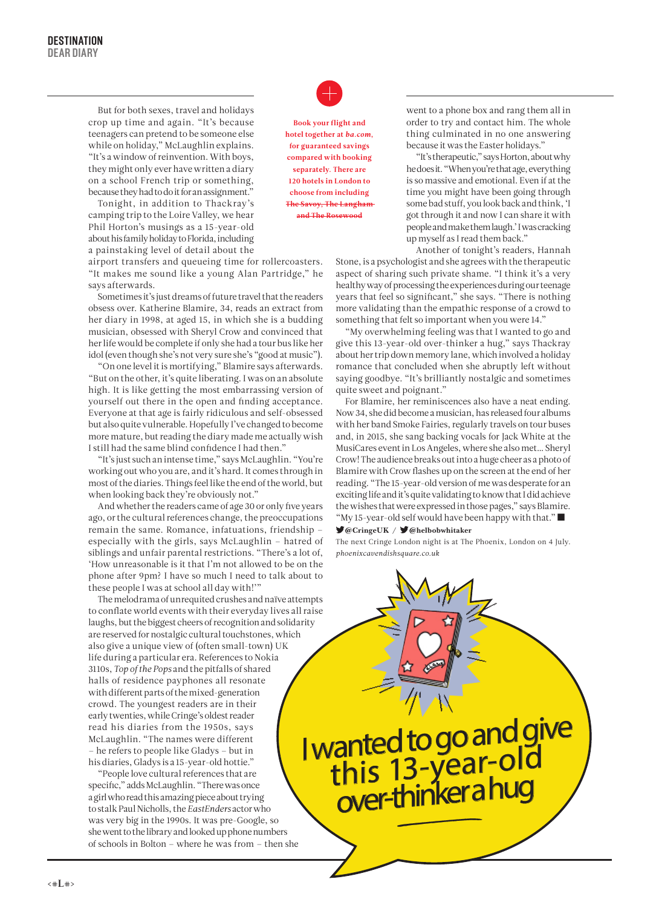But for both sexes, travel and holidays crop up time and again. "It's because teenagers can pretend to be someone else while on holiday," McLaughlin explains. "It's a window of reinvention. With boys, they might only ever have written a diary on a school French trip or something, because they had to do it for an assignment."

Tonight, in addition to Thackray's camping trip to the Loire Valley, we hear Phil Horton's musings as a 15-year-old about his family holiday to Florida, including a painstaking level of detail about the airport transfers and queueing time for rollercoasters. "It makes me sound like a young Alan Partridge," he says afterwards.

Sometimes it's just dreams of future travel that the readers obsess over. Katherine Blamire, 34, reads an extract from her diary in 1998, at aged 15, in which she is a budding musician, obsessed with Sheryl Crow and convinced that her life would be complete if only she had a tour bus like her idol (even though she's not very sure she's "good at music").

"On one level it is mortifying," Blamire says afterwards. "But on the other, it's quite liberating. I was on an absolute high. It is like getting the most embarrassing version of yourself out there in the open and finding acceptance. Everyone at that age is fairly ridiculous and self-obsessed but also quite vulnerable. Hopefully I've changed to become more mature, but reading the diary made me actually wish I still had the same blind confidence I had then."

"It's just such an intense time," says McLaughlin. "You're working out who you are, and it's hard. It comes through in most of the diaries. Things feel like the end of the world, but when looking back they're obviously not."

And whether the readers came of age 30 or only five years ago, or the cultural references change, the preoccupations remain the same. Romance, infatuations, friendship – especially with the girls, says McLaughlin – hatred of siblings and unfair parental restrictions. "There's a lot of, 'How unreasonable is it that I'm not allowed to be on the phone after 9pm? I have so much I need to talk about to these people I was at school all day with!'"

The melodrama of unrequited crushes and naïve attempts to conflate world events with their everyday lives all raise laughs, but the biggest cheers of recognition and solidarity are reserved for nostalgic cultural touchstones, which also give a unique view of (often small-town) UK life during a particular era. References to Nokia 3110s, *Top of the Pops* and the pitfalls of shared halls of residence payphones all resonate with different parts of the mixed-generation crowd. The youngest readers are in their early twenties, while Cringe's oldest reader read his diaries from the 1950s, says McLaughlin. "The names were different – he refers to people like Gladys – but in his diaries, Gladys is a 15-year-old hottie."

"People love cultural references that are specific," adds McLaughlin. "There was once a girl who read this amazing piece about trying to stalk Paul Nicholls, the *EastEnders* actor who was very big in the 1990s. It was pre-Google, so she went to the library and looked up phone numbers of schools in Bolton – where he was from – then she went to a phone box and rang them all in order to try and contact him. The whole thing culminated in no one answering because it was the Easter holidays."

"It's therapeutic," says Horton, about why he does it. "When you're that age, everything is so massive and emotional. Even if at the time you might have been going through some bad stuff, you look back and think, 'I got through it and now I can share it with people and make them laugh.' I was cracking up myself as I read them back."

Another of tonight's readers, Hannah Stone, is a psychologist and she agrees with the therapeutic aspect of sharing such private shame. "I think it's a very healthy way of processing the experiences during our teenage years that feel so significant," she says. "There is nothing more validating than the empathic response of a crowd to something that felt so important when you were 14."

"My overwhelming feeling was that I wanted to go and give this 13-year-old over-thinker a hug," says Thackray about her trip down memory lane, which involved a holiday romance that concluded when she abruptly left without saying goodbye. "It's brilliantly nostalgic and sometimes quite sweet and poignant."

For Blamire, her reminiscences also have a neat ending. Now 34, she did become a musician, has released four albums with her band Smoke Fairies, regularly travels on tour buses and, in 2015, she sang backing vocals for Jack White at the MusiCares event in Los Angeles, where she also met… Sheryl Crow! The audience breaks out into a huge cheer as a photo of Blamire with Crow flashes up on the screen at the end of her reading. "The 15-year-old version of me was desperate for an exciting life and it's quite validating to know that I did achieve the wishes that were expressed in those pages," says Blamire. "My 15-year-old self would have been happy with that." ■

@CringeUK / @helbobwhitaker

The next Cringe London night is at The Phoenix, London on 4 July. *phoenixcavendishsquare.co.uk*

**Book your flight and hotel together at *ba.com*, for guaranteed savings compared with booking separately. There are 120 hotels in London to choose from including ~~The Savoy, The Langham and The Rosewood~~**

I wanted to go and give this 13-year-old over-thinker a hug